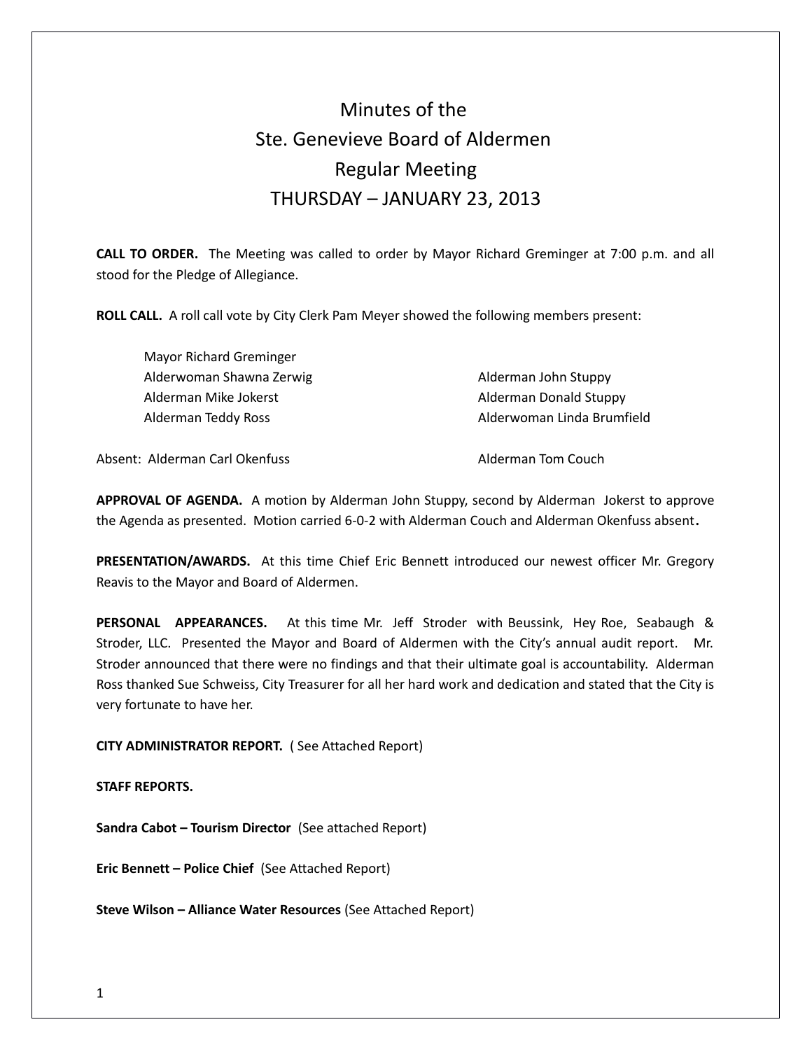# Minutes of the Ste. Genevieve Board of Aldermen Regular Meeting THURSDAY – JANUARY 23, 2013

**CALL TO ORDER.** The Meeting was called to order by Mayor Richard Greminger at 7:00 p.m. and all stood for the Pledge of Allegiance.

**ROLL CALL.** A roll call vote by City Clerk Pam Meyer showed the following members present:

Mayor Richard Greminger
Alderwoman Shawna Zerwig
Alderman Mike Jokerst
Alderman Teddy Ross
Alderman John Stuppy
Alderman Donald Stuppy
Alderwoman Linda Brumfield

Absent: Alderman Carl Okenfuss
Alderman Tom Couch

**APPROVAL OF AGENDA.** A motion by Alderman John Stuppy, second by Alderman Jokerst to approve the Agenda as presented. Motion carried 6-0-2 with Alderman Couch and Alderman Okenfuss absent**.**

**PRESENTATION/AWARDS.** At this time Chief Eric Bennett introduced our newest officer Mr. Gregory Reavis to the Mayor and Board of Aldermen.

**PERSONAL APPEARANCES.** At this time Mr. Jeff Stroder with Beussink, Hey Roe, Seabaugh & Stroder, LLC. Presented the Mayor and Board of Aldermen with the City's annual audit report. Mr. Stroder announced that there were no findings and that their ultimate goal is accountability. Alderman Ross thanked Sue Schweiss, City Treasurer for all her hard work and dedication and stated that the City is very fortunate to have her.

**CITY ADMINISTRATOR REPORT.** ( See Attached Report)

**STAFF REPORTS.**

**Sandra Cabot – Tourism Director** (See attached Report)

**Eric Bennett – Police Chief** (See Attached Report)

**Steve Wilson – Alliance Water Resources** (See Attached Report)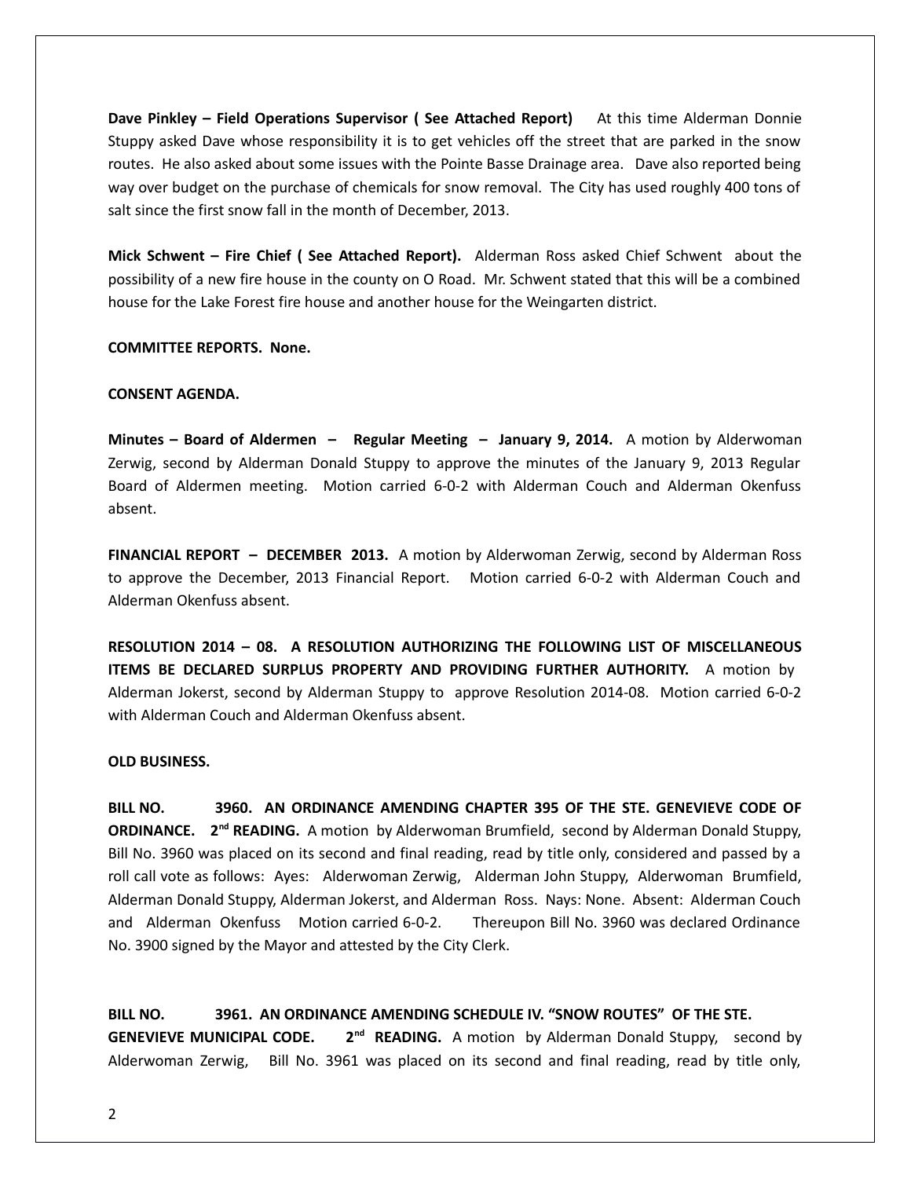**Dave Pinkley – Field Operations Supervisor ( See Attached Report)** At this time Alderman Donnie Stuppy asked Dave whose responsibility it is to get vehicles off the street that are parked in the snow routes. He also asked about some issues with the Pointe Basse Drainage area. Dave also reported being way over budget on the purchase of chemicals for snow removal. The City has used roughly 400 tons of salt since the first snow fall in the month of December, 2013.

**Mick Schwent – Fire Chief ( See Attached Report).** Alderman Ross asked Chief Schwent about the possibility of a new fire house in the county on O Road. Mr. Schwent stated that this will be a combined house for the Lake Forest fire house and another house for the Weingarten district.

**COMMITTEE REPORTS. None.**

**CONSENT AGENDA.**

**Minutes – Board of Aldermen – Regular Meeting – January 9, 2014.** A motion by Alderwoman Zerwig, second by Alderman Donald Stuppy to approve the minutes of the January 9, 2013 Regular Board of Aldermen meeting. Motion carried 6-0-2 with Alderman Couch and Alderman Okenfuss absent.

**FINANCIAL REPORT – DECEMBER 2013.** A motion by Alderwoman Zerwig, second by Alderman Ross to approve the December, 2013 Financial Report. Motion carried 6-0-2 with Alderman Couch and Alderman Okenfuss absent.

**RESOLUTION 2014 – 08. A RESOLUTION AUTHORIZING THE FOLLOWING LIST OF MISCELLANEOUS ITEMS BE DECLARED SURPLUS PROPERTY AND PROVIDING FURTHER AUTHORITY.** A motion by Alderman Jokerst, second by Alderman Stuppy to approve Resolution 2014-08. Motion carried 6-0-2 with Alderman Couch and Alderman Okenfuss absent.

**OLD BUSINESS.**

**BILL NO. 3960. AN ORDINANCE AMENDING CHAPTER 395 OF THE STE. GENEVIEVE CODE OF ORDINANCE. 2nd READING.** A motion by Alderwoman Brumfield, second by Alderman Donald Stuppy, Bill No. 3960 was placed on its second and final reading, read by title only, considered and passed by a roll call vote as follows: Ayes: Alderwoman Zerwig, Alderman John Stuppy, Alderwoman Brumfield, Alderman Donald Stuppy, Alderman Jokerst, and Alderman Ross. Nays: None. Absent: Alderman Couch and Alderman Okenfuss Motion carried 6-0-2. Thereupon Bill No. 3960 was declared Ordinance No. 3900 signed by the Mayor and attested by the City Clerk.

**BILL NO. 3961. AN ORDINANCE AMENDING SCHEDULE IV. "SNOW ROUTES" OF THE STE. GENEVIEVE MUNICIPAL CODE. 2nd READING.** A motion by Alderman Donald Stuppy, second by Alderwoman Zerwig, Bill No. 3961 was placed on its second and final reading, read by title only,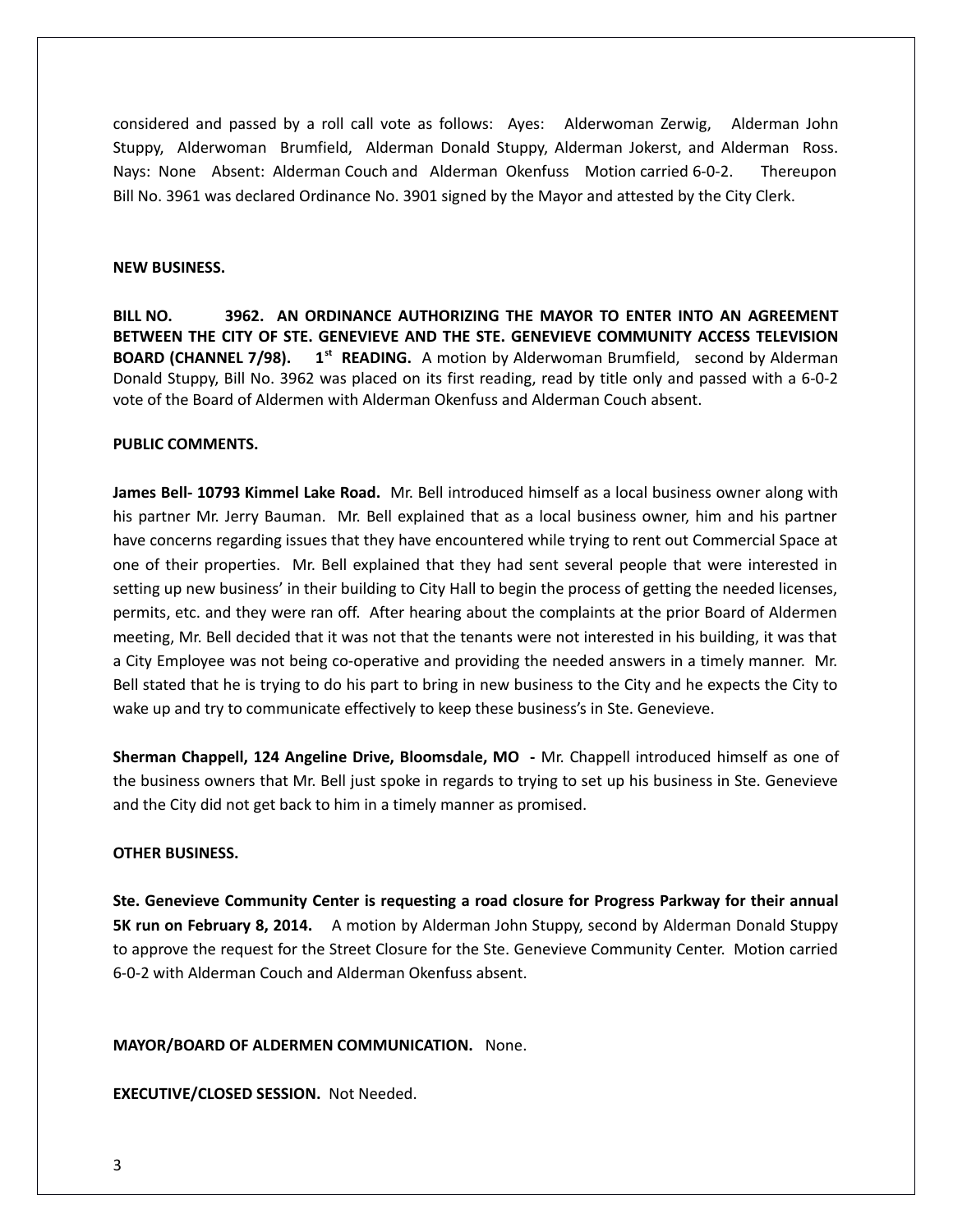considered and passed by a roll call vote as follows: Ayes: Alderwoman Zerwig, Alderman John Stuppy, Alderwoman Brumfield, Alderman Donald Stuppy, Alderman Jokerst, and Alderman Ross. Nays: None Absent: Alderman Couch and Alderman Okenfuss Motion carried 6-0-2. Thereupon Bill No. 3961 was declared Ordinance No. 3901 signed by the Mayor and attested by the City Clerk.

**NEW BUSINESS.**

**BILL NO. 3962. AN ORDINANCE AUTHORIZING THE MAYOR TO ENTER INTO AN AGREEMENT BETWEEN THE CITY OF STE. GENEVIEVE AND THE STE. GENEVIEVE COMMUNITY ACCESS TELEVISION BOARD (CHANNEL 7/98). 1st READING.** A motion by Alderwoman Brumfield, second by Alderman Donald Stuppy, Bill No. 3962 was placed on its first reading, read by title only and passed with a 6-0-2 vote of the Board of Aldermen with Alderman Okenfuss and Alderman Couch absent.

**PUBLIC COMMENTS.**

**James Bell- 10793 Kimmel Lake Road.** Mr. Bell introduced himself as a local business owner along with his partner Mr. Jerry Bauman. Mr. Bell explained that as a local business owner, him and his partner have concerns regarding issues that they have encountered while trying to rent out Commercial Space at one of their properties. Mr. Bell explained that they had sent several people that were interested in setting up new business' in their building to City Hall to begin the process of getting the needed licenses, permits, etc. and they were ran off. After hearing about the complaints at the prior Board of Aldermen meeting, Mr. Bell decided that it was not that the tenants were not interested in his building, it was that a City Employee was not being co-operative and providing the needed answers in a timely manner. Mr. Bell stated that he is trying to do his part to bring in new business to the City and he expects the City to wake up and try to communicate effectively to keep these business's in Ste. Genevieve.

**Sherman Chappell, 124 Angeline Drive, Bloomsdale, MO -** Mr. Chappell introduced himself as one of the business owners that Mr. Bell just spoke in regards to trying to set up his business in Ste. Genevieve and the City did not get back to him in a timely manner as promised.

**OTHER BUSINESS.**

**Ste. Genevieve Community Center is requesting a road closure for Progress Parkway for their annual 5K run on February 8, 2014.** A motion by Alderman John Stuppy, second by Alderman Donald Stuppy to approve the request for the Street Closure for the Ste. Genevieve Community Center. Motion carried 6-0-2 with Alderman Couch and Alderman Okenfuss absent.

**MAYOR/BOARD OF ALDERMEN COMMUNICATION.** None.

**EXECUTIVE/CLOSED SESSION.** Not Needed.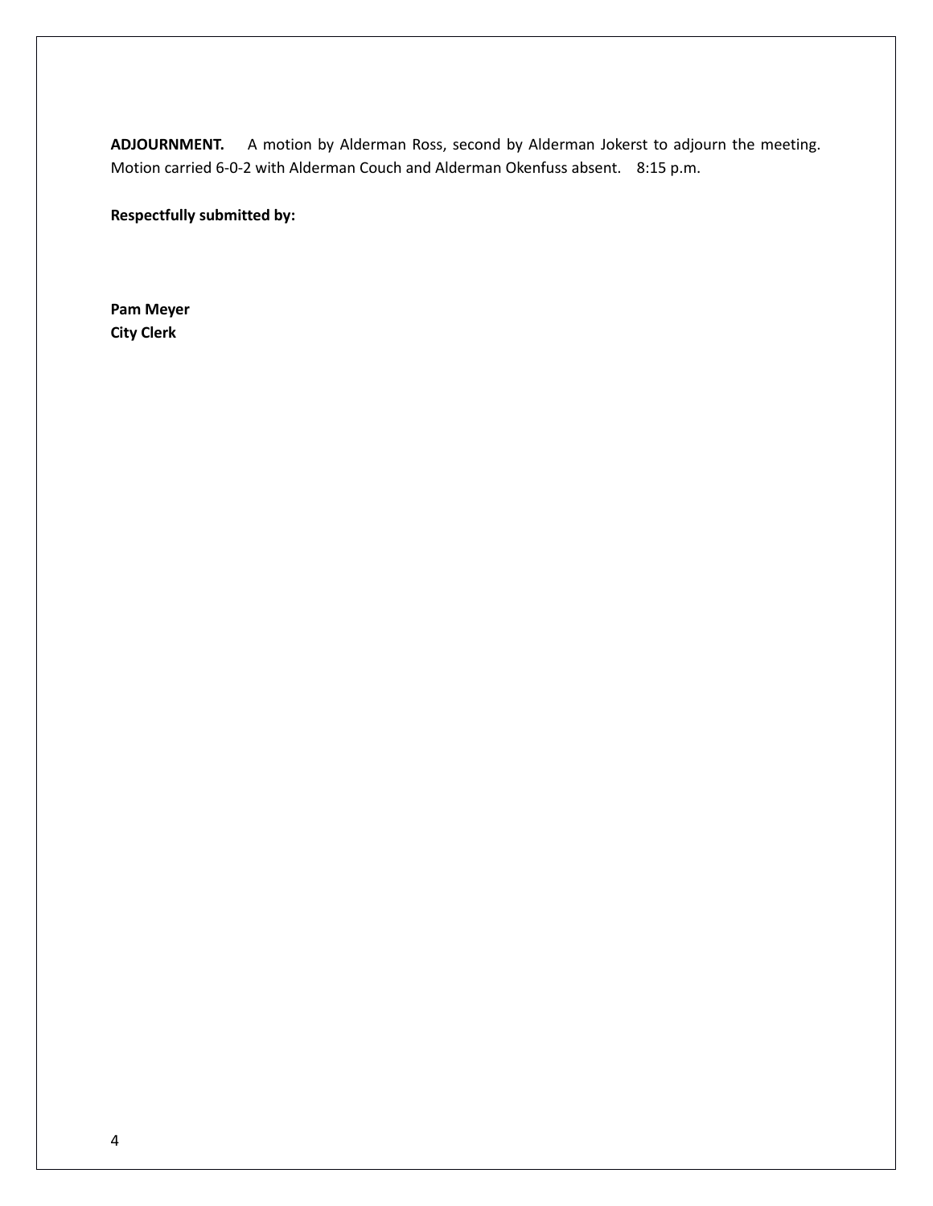**ADJOURNMENT.** A motion by Alderman Ross, second by Alderman Jokerst to adjourn the meeting. Motion carried 6-0-2 with Alderman Couch and Alderman Okenfuss absent. 8:15 p.m.

**Respectfully submitted by:**

**Pam Meyer**
**City Clerk**